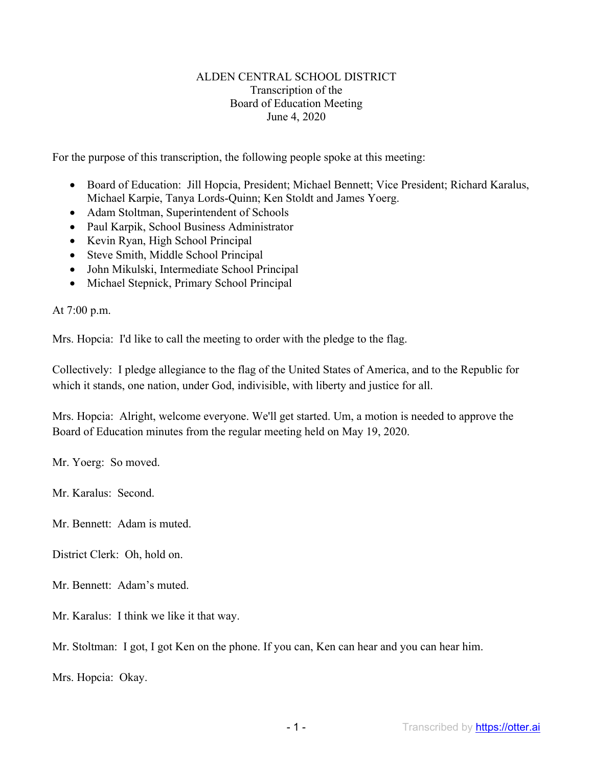# ALDEN CENTRAL SCHOOL DISTRICT
## Transcription of the Board of Education Meeting
## June 4, 2020

For the purpose of this transcription, the following people spoke at this meeting:

- Board of Education: Jill Hopcia, President; Michael Bennett; Vice President; Richard Karalus, Michael Karpie, Tanya Lords-Quinn; Ken Stoldt and James Yoerg.
- Adam Stoltman, Superintendent of Schools
- Paul Karpik, School Business Administrator
- Kevin Ryan, High School Principal
- Steve Smith, Middle School Principal
- John Mikulski, Intermediate School Principal
- Michael Stepnick, Primary School Principal

At 7:00 p.m.

Mrs. Hopcia: I'd like to call the meeting to order with the pledge to the flag.

Collectively: I pledge allegiance to the flag of the United States of America, and to the Republic for which it stands, one nation, under God, indivisible, with liberty and justice for all.

Mrs. Hopcia: Alright, welcome everyone. We'll get started. Um, a motion is needed to approve the Board of Education minutes from the regular meeting held on May 19, 2020.

Mr. Yoerg: So moved.

Mr. Karalus: Second.

Mr. Bennett: Adam is muted.

District Clerk: Oh, hold on.

Mr. Bennett: Adam's muted.

Mr. Karalus: I think we like it that way.

Mr. Stoltman: I got, I got Ken on the phone. If you can, Ken can hear and you can hear him.

Mrs. Hopcia: Okay.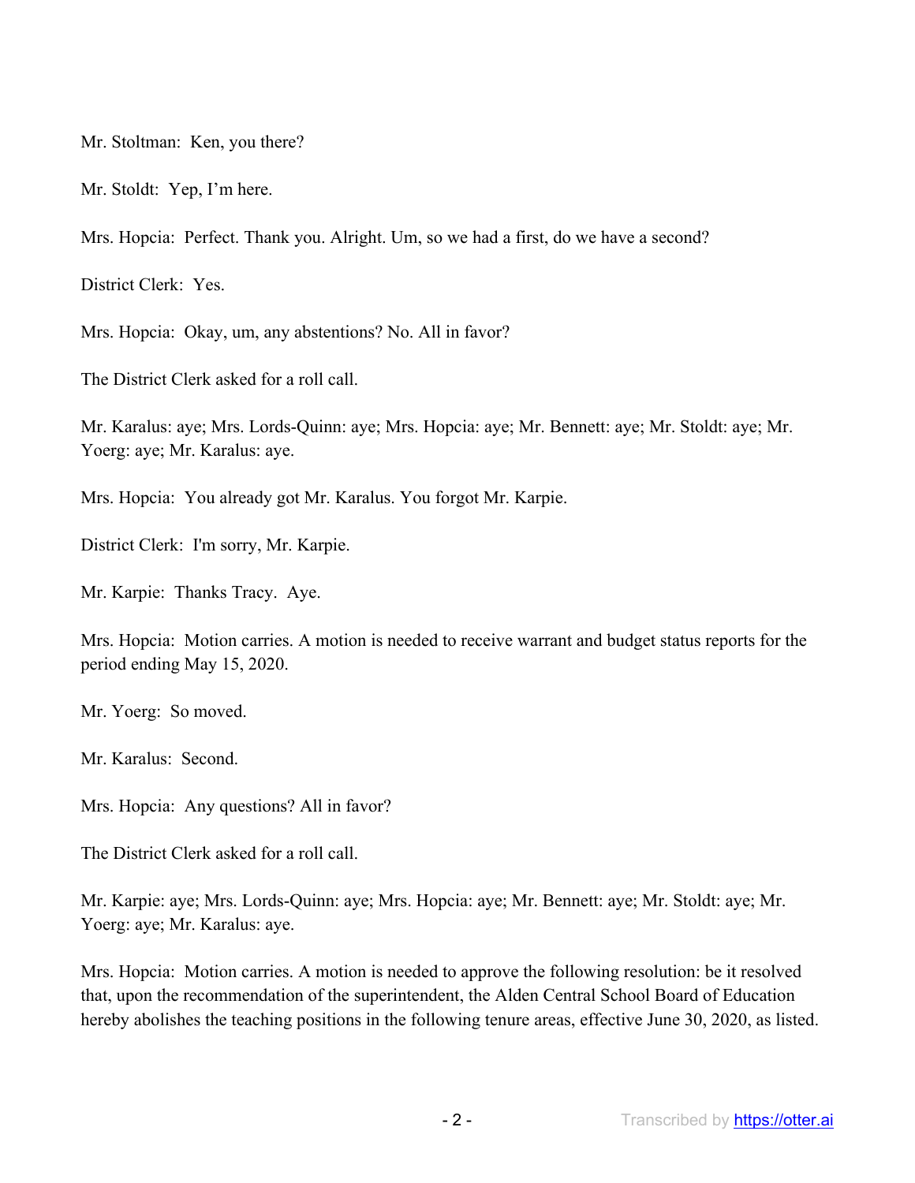Mr. Stoltman: Ken, you there?

Mr. Stoldt: Yep, I'm here.

Mrs. Hopcia: Perfect. Thank you. Alright. Um, so we had a first, do we have a second?

District Clerk: Yes.

Mrs. Hopcia: Okay, um, any abstentions? No. All in favor?

The District Clerk asked for a roll call.

Mr. Karalus: aye; Mrs. Lords-Quinn: aye; Mrs. Hopcia: aye; Mr. Bennett: aye; Mr. Stoldt: aye; Mr. Yoerg: aye; Mr. Karalus: aye.

Mrs. Hopcia: You already got Mr. Karalus. You forgot Mr. Karpie.

District Clerk: I'm sorry, Mr. Karpie.

Mr. Karpie: Thanks Tracy. Aye.

Mrs. Hopcia: Motion carries. A motion is needed to receive warrant and budget status reports for the period ending May 15, 2020.

Mr. Yoerg: So moved.

Mr. Karalus: Second.

Mrs. Hopcia: Any questions? All in favor?

The District Clerk asked for a roll call.

Mr. Karpie: aye; Mrs. Lords-Quinn: aye; Mrs. Hopcia: aye; Mr. Bennett: aye; Mr. Stoldt: aye; Mr. Yoerg: aye; Mr. Karalus: aye.

Mrs. Hopcia: Motion carries. A motion is needed to approve the following resolution: be it resolved that, upon the recommendation of the superintendent, the Alden Central School Board of Education hereby abolishes the teaching positions in the following tenure areas, effective June 30, 2020, as listed.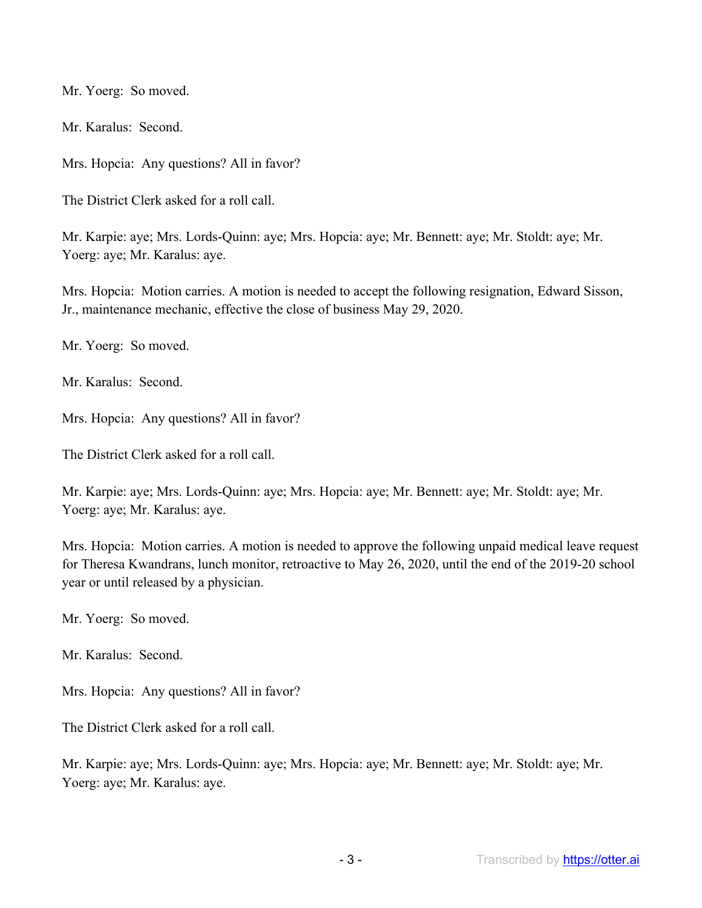Mr. Yoerg: So moved.

Mr. Karalus: Second.

Mrs. Hopcia: Any questions? All in favor?

The District Clerk asked for a roll call.

Mr. Karpie: aye; Mrs. Lords-Quinn: aye; Mrs. Hopcia: aye; Mr. Bennett: aye; Mr. Stoldt: aye; Mr. Yoerg: aye; Mr. Karalus: aye.

Mrs. Hopcia: Motion carries. A motion is needed to accept the following resignation, Edward Sisson, Jr., maintenance mechanic, effective the close of business May 29, 2020.

Mr. Yoerg: So moved.

Mr. Karalus: Second.

Mrs. Hopcia: Any questions? All in favor?

The District Clerk asked for a roll call.

Mr. Karpie: aye; Mrs. Lords-Quinn: aye; Mrs. Hopcia: aye; Mr. Bennett: aye; Mr. Stoldt: aye; Mr. Yoerg: aye; Mr. Karalus: aye.

Mrs. Hopcia: Motion carries. A motion is needed to approve the following unpaid medical leave request for Theresa Kwandrans, lunch monitor, retroactive to May 26, 2020, until the end of the 2019-20 school year or until released by a physician.

Mr. Yoerg: So moved.

Mr. Karalus: Second.

Mrs. Hopcia: Any questions? All in favor?

The District Clerk asked for a roll call.

Mr. Karpie: aye; Mrs. Lords-Quinn: aye; Mrs. Hopcia: aye; Mr. Bennett: aye; Mr. Stoldt: aye; Mr. Yoerg: aye; Mr. Karalus: aye.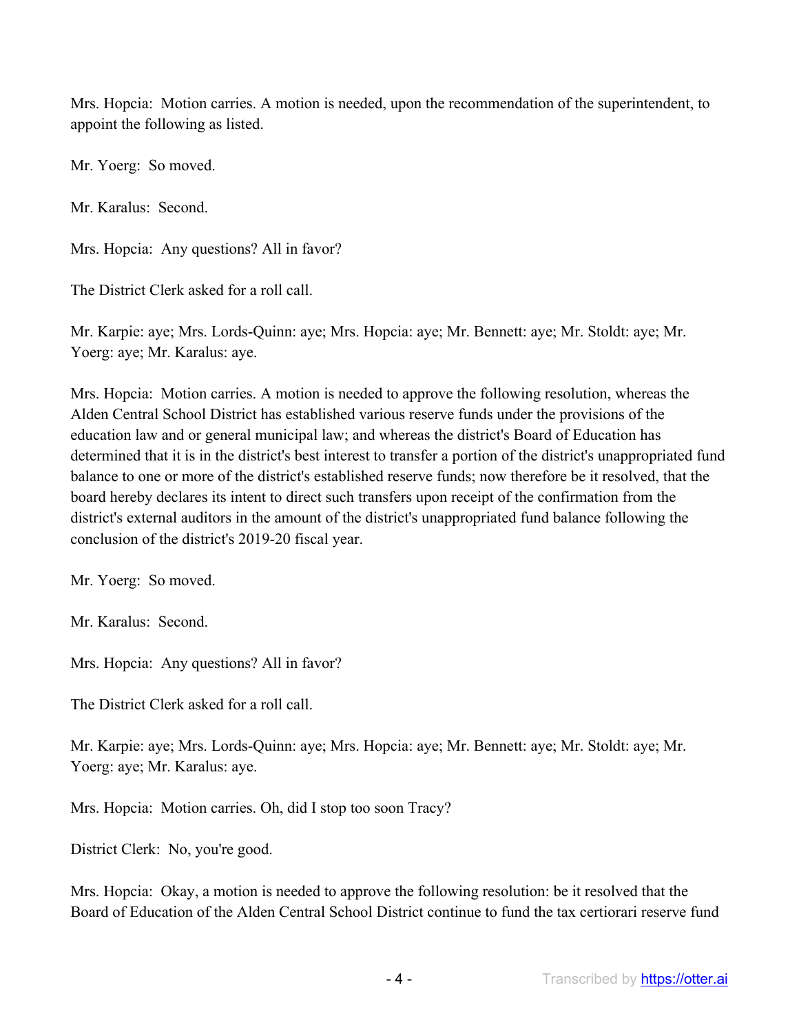Mrs. Hopcia: Motion carries. A motion is needed, upon the recommendation of the superintendent, to appoint the following as listed.

Mr. Yoerg: So moved.

Mr. Karalus: Second.

Mrs. Hopcia: Any questions? All in favor?

The District Clerk asked for a roll call.

Mr. Karpie: aye; Mrs. Lords-Quinn: aye; Mrs. Hopcia: aye; Mr. Bennett: aye; Mr. Stoldt: aye; Mr. Yoerg: aye; Mr. Karalus: aye.

Mrs. Hopcia: Motion carries. A motion is needed to approve the following resolution, whereas the Alden Central School District has established various reserve funds under the provisions of the education law and or general municipal law; and whereas the district's Board of Education has determined that it is in the district's best interest to transfer a portion of the district's unappropriated fund balance to one or more of the district's established reserve funds; now therefore be it resolved, that the board hereby declares its intent to direct such transfers upon receipt of the confirmation from the district's external auditors in the amount of the district's unappropriated fund balance following the conclusion of the district's 2019-20 fiscal year.

Mr. Yoerg: So moved.

Mr. Karalus: Second.

Mrs. Hopcia: Any questions? All in favor?

The District Clerk asked for a roll call.

Mr. Karpie: aye; Mrs. Lords-Quinn: aye; Mrs. Hopcia: aye; Mr. Bennett: aye; Mr. Stoldt: aye; Mr. Yoerg: aye; Mr. Karalus: aye.

Mrs. Hopcia: Motion carries. Oh, did I stop too soon Tracy?

District Clerk: No, you're good.

Mrs. Hopcia: Okay, a motion is needed to approve the following resolution: be it resolved that the Board of Education of the Alden Central School District continue to fund the tax certiorari reserve fund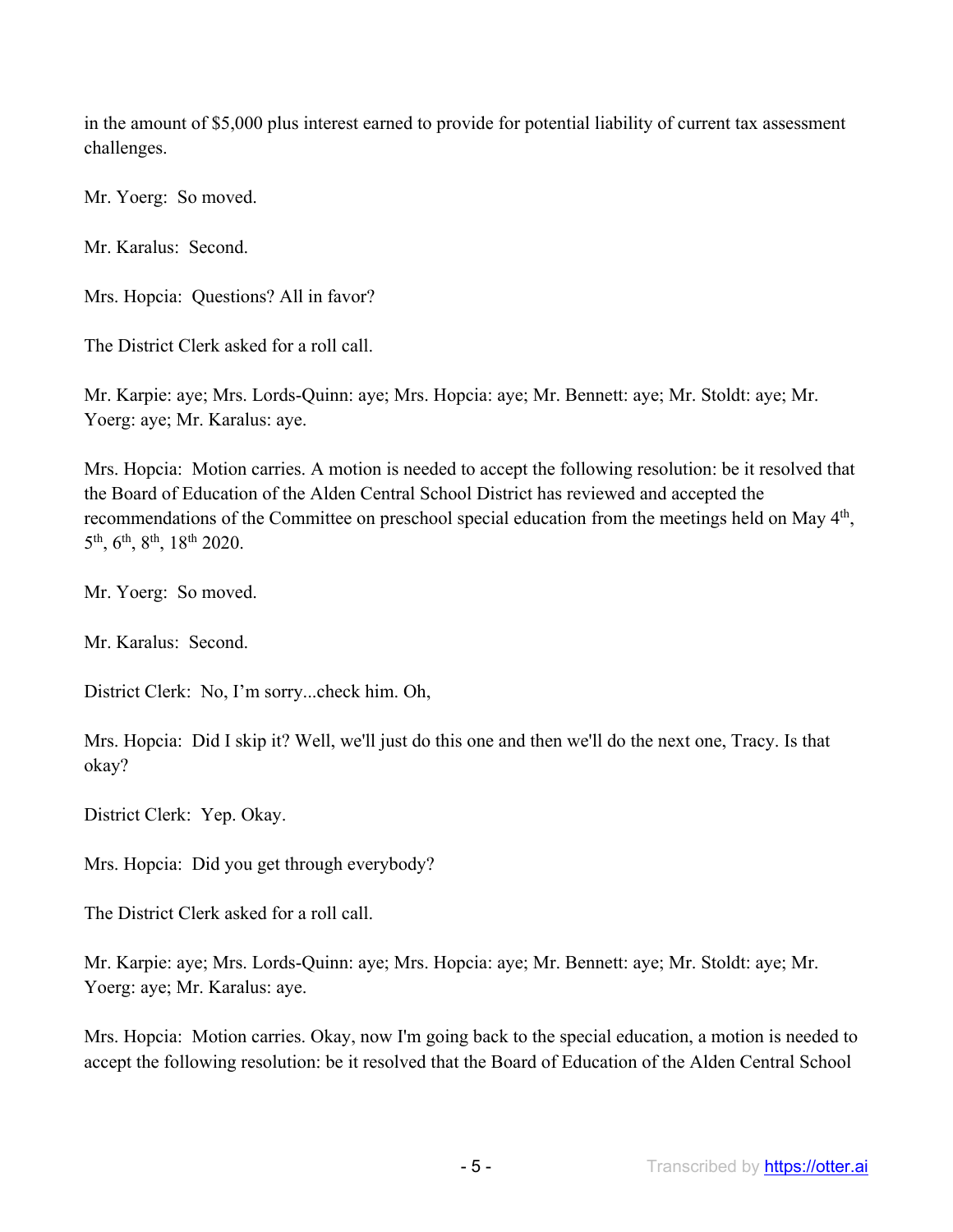in the amount of $5,000 plus interest earned to provide for potential liability of current tax assessment challenges.

Mr. Yoerg: So moved.

Mr. Karalus: Second.

Mrs. Hopcia: Questions? All in favor?

The District Clerk asked for a roll call.

Mr. Karpie: aye; Mrs. Lords-Quinn: aye; Mrs. Hopcia: aye; Mr. Bennett: aye; Mr. Stoldt: aye; Mr. Yoerg: aye; Mr. Karalus: aye.

Mrs. Hopcia: Motion carries. A motion is needed to accept the following resolution: be it resolved that the Board of Education of the Alden Central School District has reviewed and accepted the recommendations of the Committee on preschool special education from the meetings held on May 4th, 5th, 6th, 8th, 18th 2020.

Mr. Yoerg: So moved.

Mr. Karalus: Second.

District Clerk: No, I'm sorry...check him. Oh,

Mrs. Hopcia: Did I skip it? Well, we'll just do this one and then we'll do the next one, Tracy. Is that okay?

District Clerk: Yep. Okay.

Mrs. Hopcia: Did you get through everybody?

The District Clerk asked for a roll call.

Mr. Karpie: aye; Mrs. Lords-Quinn: aye; Mrs. Hopcia: aye; Mr. Bennett: aye; Mr. Stoldt: aye; Mr. Yoerg: aye; Mr. Karalus: aye.

Mrs. Hopcia: Motion carries. Okay, now I'm going back to the special education, a motion is needed to accept the following resolution: be it resolved that the Board of Education of the Alden Central School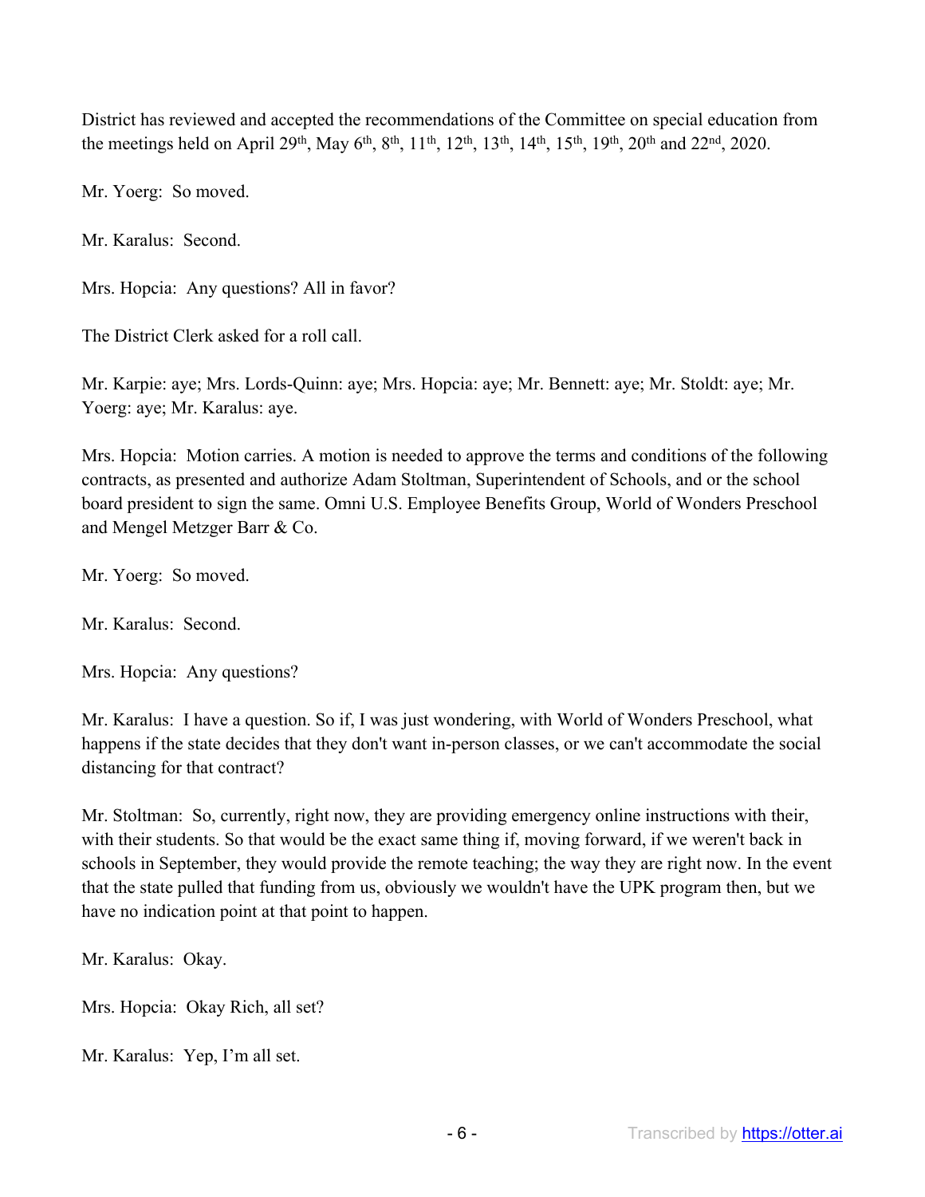District has reviewed and accepted the recommendations of the Committee on special education from the meetings held on April 29th, May 6th, 8th, 11th, 12th, 13th, 14th, 15th, 19th, 20th and 22nd, 2020.

Mr. Yoerg: So moved.

Mr. Karalus: Second.

Mrs. Hopcia: Any questions? All in favor?

The District Clerk asked for a roll call.

Mr. Karpie: aye; Mrs. Lords-Quinn: aye; Mrs. Hopcia: aye; Mr. Bennett: aye; Mr. Stoldt: aye; Mr. Yoerg: aye; Mr. Karalus: aye.

Mrs. Hopcia: Motion carries. A motion is needed to approve the terms and conditions of the following contracts, as presented and authorize Adam Stoltman, Superintendent of Schools, and or the school board president to sign the same. Omni U.S. Employee Benefits Group, World of Wonders Preschool and Mengel Metzger Barr & Co.

Mr. Yoerg: So moved.

Mr. Karalus: Second.

Mrs. Hopcia: Any questions?

Mr. Karalus: I have a question. So if, I was just wondering, with World of Wonders Preschool, what happens if the state decides that they don't want in-person classes, or we can't accommodate the social distancing for that contract?

Mr. Stoltman: So, currently, right now, they are providing emergency online instructions with their, with their students. So that would be the exact same thing if, moving forward, if we weren't back in schools in September, they would provide the remote teaching; the way they are right now. In the event that the state pulled that funding from us, obviously we wouldn't have the UPK program then, but we have no indication point at that point to happen.

Mr. Karalus: Okay.

Mrs. Hopcia: Okay Rich, all set?

Mr. Karalus: Yep, I'm all set.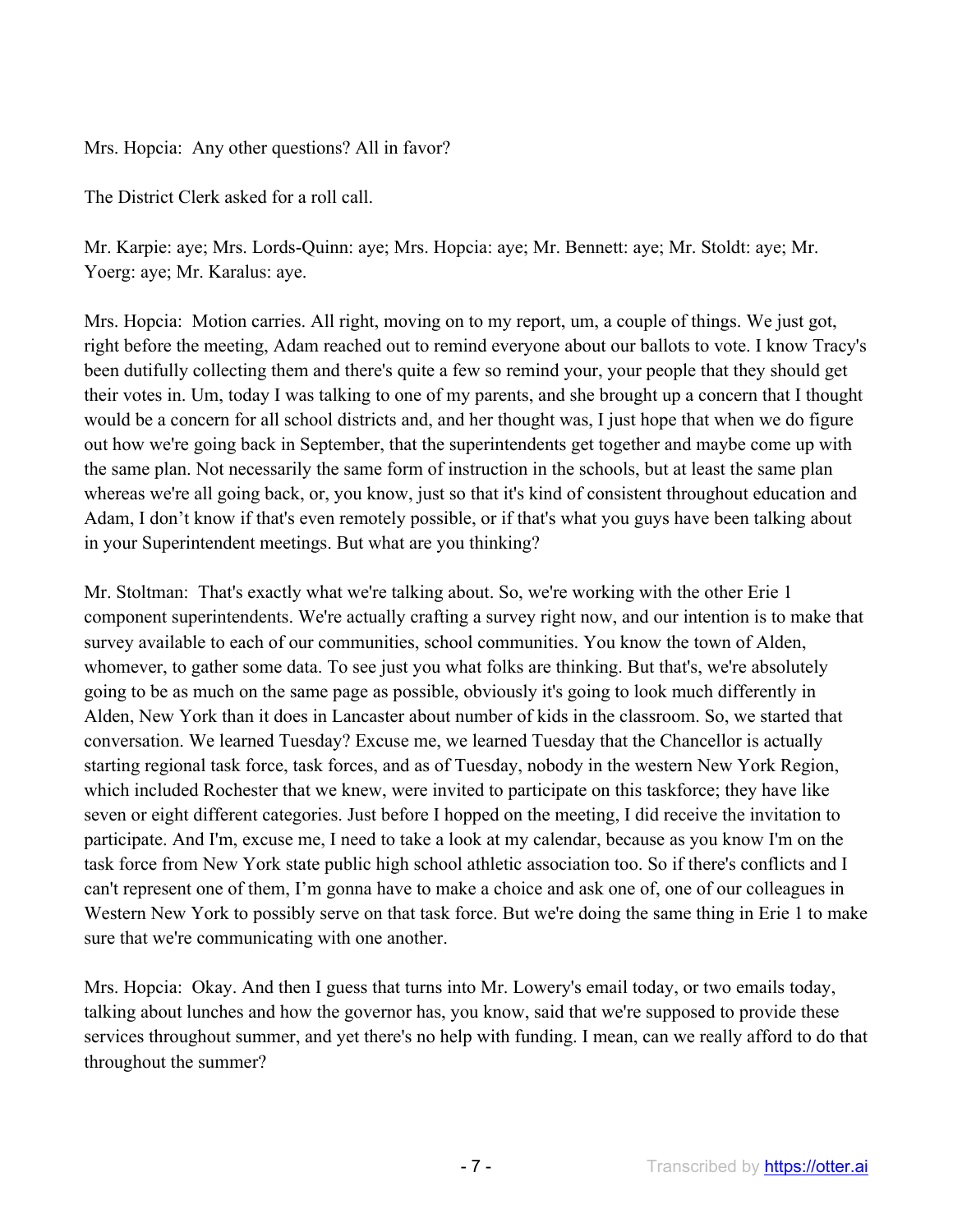Mrs. Hopcia: Any other questions? All in favor?

The District Clerk asked for a roll call.

Mr. Karpie: aye; Mrs. Lords-Quinn: aye; Mrs. Hopcia: aye; Mr. Bennett: aye; Mr. Stoldt: aye; Mr. Yoerg: aye; Mr. Karalus: aye.

Mrs. Hopcia: Motion carries. All right, moving on to my report, um, a couple of things. We just got, right before the meeting, Adam reached out to remind everyone about our ballots to vote. I know Tracy's been dutifully collecting them and there's quite a few so remind your, your people that they should get their votes in. Um, today I was talking to one of my parents, and she brought up a concern that I thought would be a concern for all school districts and, and her thought was, I just hope that when we do figure out how we're going back in September, that the superintendents get together and maybe come up with the same plan. Not necessarily the same form of instruction in the schools, but at least the same plan whereas we're all going back, or, you know, just so that it's kind of consistent throughout education and Adam, I don't know if that's even remotely possible, or if that's what you guys have been talking about in your Superintendent meetings. But what are you thinking?

Mr. Stoltman: That's exactly what we're talking about. So, we're working with the other Erie 1 component superintendents. We're actually crafting a survey right now, and our intention is to make that survey available to each of our communities, school communities. You know the town of Alden, whomever, to gather some data. To see just you what folks are thinking. But that's, we're absolutely going to be as much on the same page as possible, obviously it's going to look much differently in Alden, New York than it does in Lancaster about number of kids in the classroom. So, we started that conversation. We learned Tuesday? Excuse me, we learned Tuesday that the Chancellor is actually starting regional task force, task forces, and as of Tuesday, nobody in the western New York Region, which included Rochester that we knew, were invited to participate on this taskforce; they have like seven or eight different categories. Just before I hopped on the meeting, I did receive the invitation to participate. And I'm, excuse me, I need to take a look at my calendar, because as you know I'm on the task force from New York state public high school athletic association too. So if there's conflicts and I can't represent one of them, I'm gonna have to make a choice and ask one of, one of our colleagues in Western New York to possibly serve on that task force. But we're doing the same thing in Erie 1 to make sure that we're communicating with one another.

Mrs. Hopcia: Okay. And then I guess that turns into Mr. Lowery's email today, or two emails today, talking about lunches and how the governor has, you know, said that we're supposed to provide these services throughout summer, and yet there's no help with funding. I mean, can we really afford to do that throughout the summer?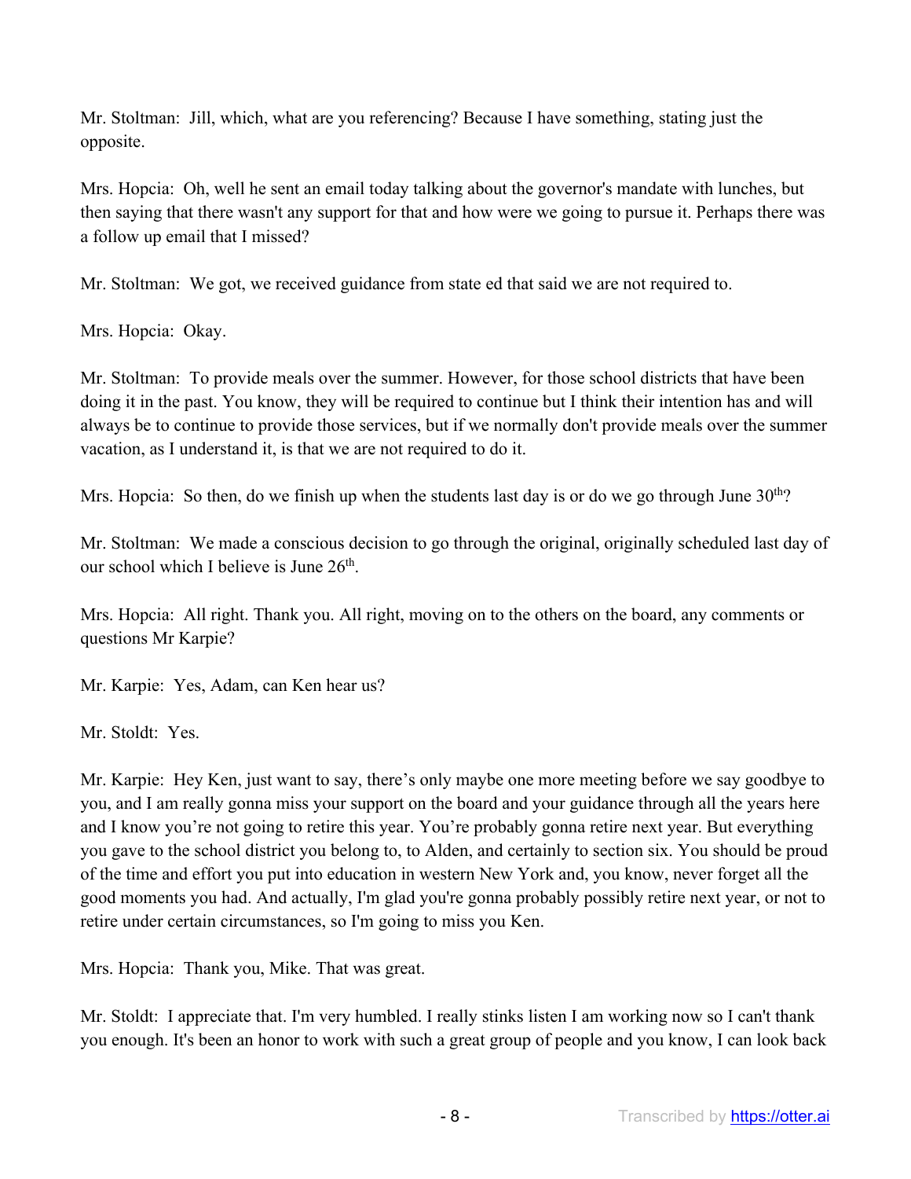Mr. Stoltman: Jill, which, what are you referencing? Because I have something, stating just the opposite.

Mrs. Hopcia: Oh, well he sent an email today talking about the governor's mandate with lunches, but then saying that there wasn't any support for that and how were we going to pursue it. Perhaps there was a follow up email that I missed?

Mr. Stoltman: We got, we received guidance from state ed that said we are not required to.

Mrs. Hopcia: Okay.

Mr. Stoltman: To provide meals over the summer. However, for those school districts that have been doing it in the past. You know, they will be required to continue but I think their intention has and will always be to continue to provide those services, but if we normally don't provide meals over the summer vacation, as I understand it, is that we are not required to do it.

Mrs. Hopcia: So then, do we finish up when the students last day is or do we go through June 30th?

Mr. Stoltman: We made a conscious decision to go through the original, originally scheduled last day of our school which I believe is June 26th.

Mrs. Hopcia: All right. Thank you. All right, moving on to the others on the board, any comments or questions Mr Karpie?

Mr. Karpie: Yes, Adam, can Ken hear us?

Mr. Stoldt: Yes.

Mr. Karpie: Hey Ken, just want to say, there's only maybe one more meeting before we say goodbye to you, and I am really gonna miss your support on the board and your guidance through all the years here and I know you're not going to retire this year. You're probably gonna retire next year. But everything you gave to the school district you belong to, to Alden, and certainly to section six. You should be proud of the time and effort you put into education in western New York and, you know, never forget all the good moments you had. And actually, I'm glad you're gonna probably possibly retire next year, or not to retire under certain circumstances, so I'm going to miss you Ken.

Mrs. Hopcia: Thank you, Mike. That was great.

Mr. Stoldt: I appreciate that. I'm very humbled. I really stinks listen I am working now so I can't thank you enough. It's been an honor to work with such a great group of people and you know, I can look back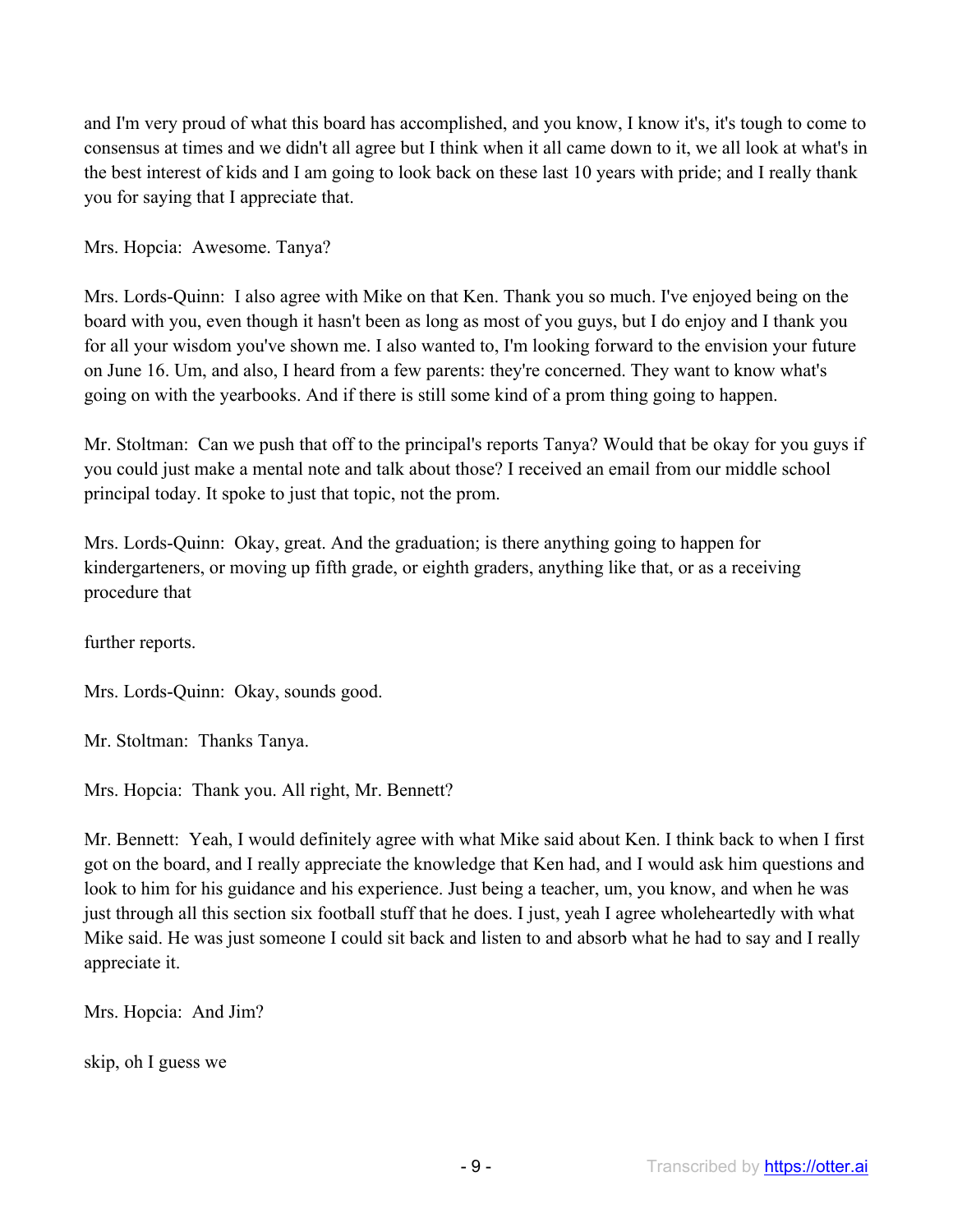and I'm very proud of what this board has accomplished, and you know, I know it's, it's tough to come to consensus at times and we didn't all agree but I think when it all came down to it, we all look at what's in the best interest of kids and I am going to look back on these last 10 years with pride; and I really thank you for saying that I appreciate that.

Mrs. Hopcia: Awesome. Tanya?

Mrs. Lords-Quinn: I also agree with Mike on that Ken. Thank you so much. I've enjoyed being on the board with you, even though it hasn't been as long as most of you guys, but I do enjoy and I thank you for all your wisdom you've shown me. I also wanted to, I'm looking forward to the envision your future on June 16. Um, and also, I heard from a few parents: they're concerned. They want to know what's going on with the yearbooks. And if there is still some kind of a prom thing going to happen.

Mr. Stoltman: Can we push that off to the principal's reports Tanya? Would that be okay for you guys if you could just make a mental note and talk about those? I received an email from our middle school principal today. It spoke to just that topic, not the prom.

Mrs. Lords-Quinn: Okay, great. And the graduation; is there anything going to happen for kindergarteners, or moving up fifth grade, or eighth graders, anything like that, or as a receiving procedure that

further reports.

Mrs. Lords-Quinn: Okay, sounds good.

Mr. Stoltman: Thanks Tanya.

Mrs. Hopcia: Thank you. All right, Mr. Bennett?

Mr. Bennett: Yeah, I would definitely agree with what Mike said about Ken. I think back to when I first got on the board, and I really appreciate the knowledge that Ken had, and I would ask him questions and look to him for his guidance and his experience. Just being a teacher, um, you know, and when he was just through all this section six football stuff that he does. I just, yeah I agree wholeheartedly with what Mike said. He was just someone I could sit back and listen to and absorb what he had to say and I really appreciate it.

Mrs. Hopcia: And Jim?

skip, oh I guess we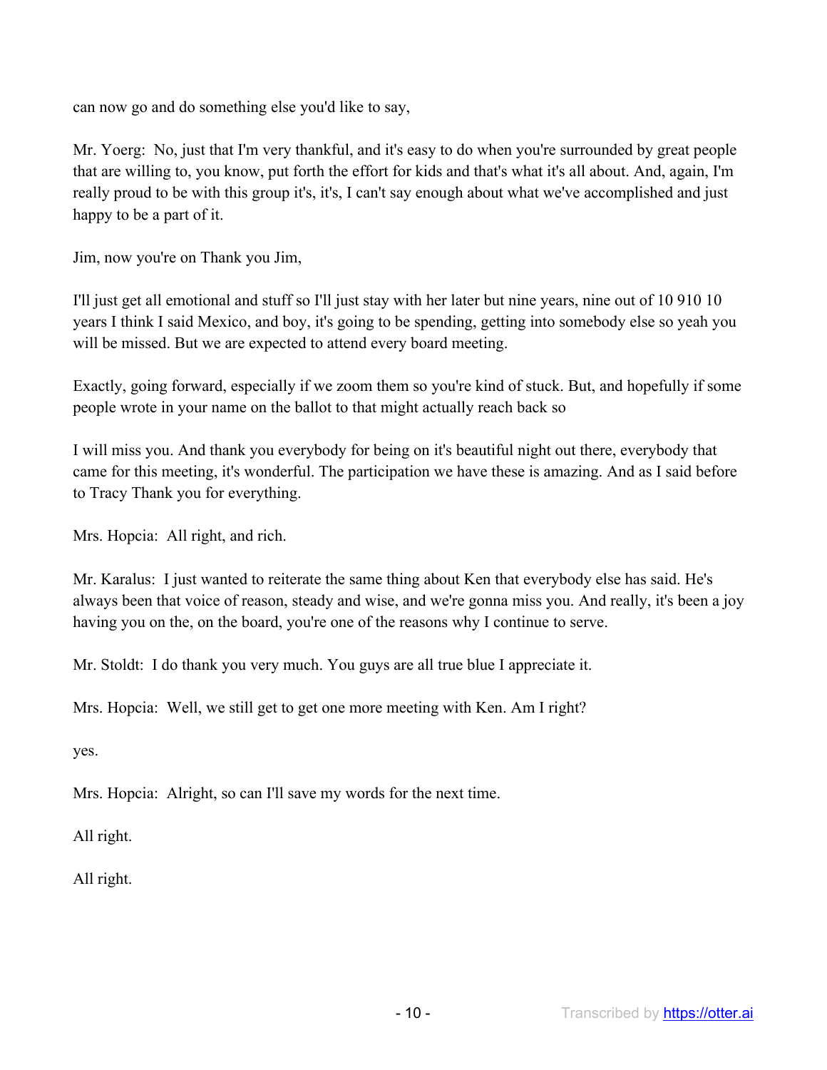can now go and do something else you'd like to say,

Mr. Yoerg: No, just that I'm very thankful, and it's easy to do when you're surrounded by great people that are willing to, you know, put forth the effort for kids and that's what it's all about. And, again, I'm really proud to be with this group it's, it's, I can't say enough about what we've accomplished and just happy to be a part of it.

Jim, now you're on Thank you Jim,

I'll just get all emotional and stuff so I'll just stay with her later but nine years, nine out of 10 910 10 years I think I said Mexico, and boy, it's going to be spending, getting into somebody else so yeah you will be missed. But we are expected to attend every board meeting.

Exactly, going forward, especially if we zoom them so you're kind of stuck. But, and hopefully if some people wrote in your name on the ballot to that might actually reach back so

I will miss you. And thank you everybody for being on it's beautiful night out there, everybody that came for this meeting, it's wonderful. The participation we have these is amazing. And as I said before to Tracy Thank you for everything.

Mrs. Hopcia: All right, and rich.

Mr. Karalus: I just wanted to reiterate the same thing about Ken that everybody else has said. He's always been that voice of reason, steady and wise, and we're gonna miss you. And really, it's been a joy having you on the, on the board, you're one of the reasons why I continue to serve.

Mr. Stoldt: I do thank you very much. You guys are all true blue I appreciate it.

Mrs. Hopcia: Well, we still get to get one more meeting with Ken. Am I right?

yes.

Mrs. Hopcia: Alright, so can I'll save my words for the next time.

All right.

All right.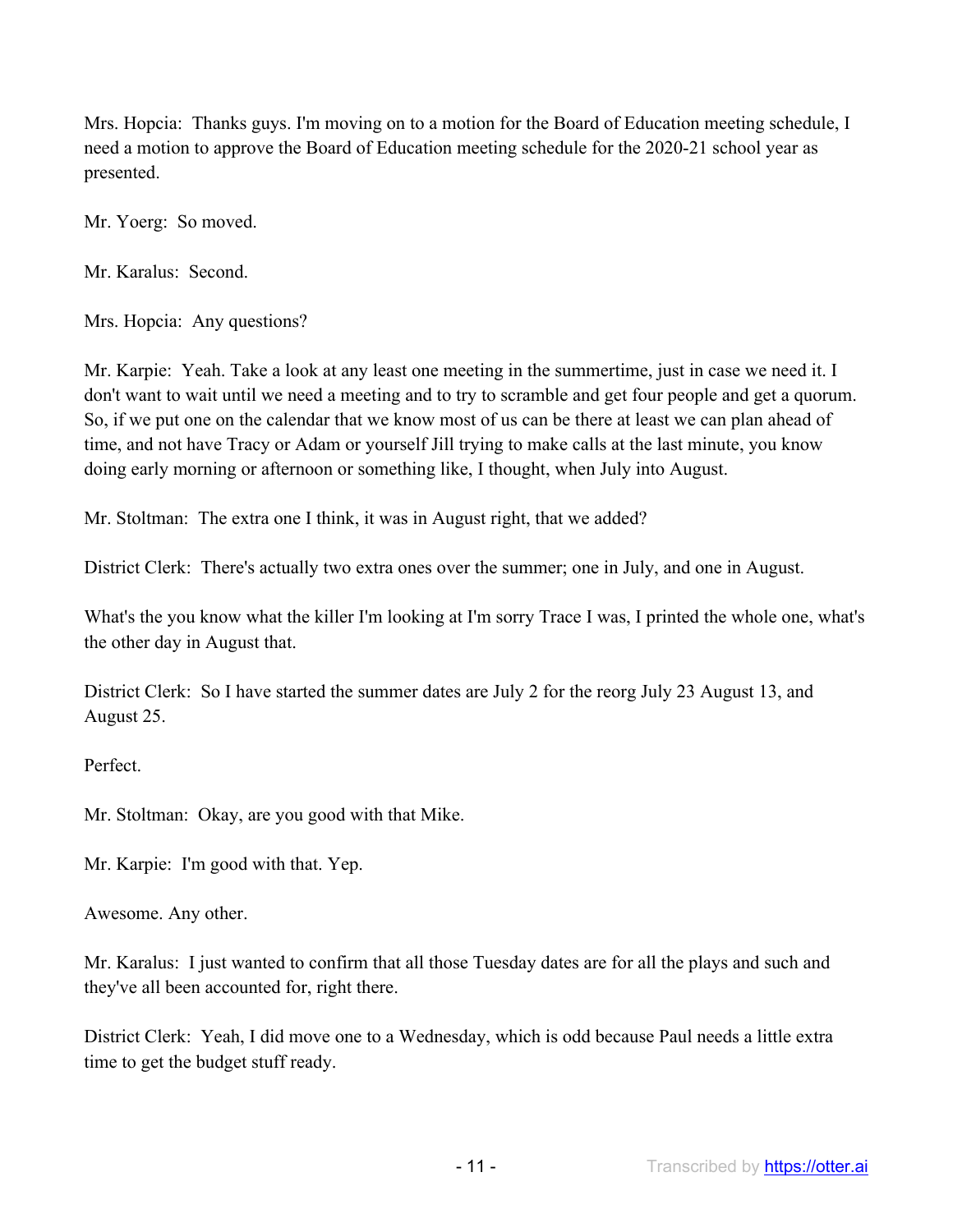Mrs. Hopcia: Thanks guys. I'm moving on to a motion for the Board of Education meeting schedule, I need a motion to approve the Board of Education meeting schedule for the 2020-21 school year as presented.

Mr. Yoerg: So moved.

Mr. Karalus: Second.

Mrs. Hopcia: Any questions?

Mr. Karpie: Yeah. Take a look at any least one meeting in the summertime, just in case we need it. I don't want to wait until we need a meeting and to try to scramble and get four people and get a quorum. So, if we put one on the calendar that we know most of us can be there at least we can plan ahead of time, and not have Tracy or Adam or yourself Jill trying to make calls at the last minute, you know doing early morning or afternoon or something like, I thought, when July into August.

Mr. Stoltman: The extra one I think, it was in August right, that we added?

District Clerk: There's actually two extra ones over the summer; one in July, and one in August.

What's the you know what the killer I'm looking at I'm sorry Trace I was, I printed the whole one, what's the other day in August that.

District Clerk: So I have started the summer dates are July 2 for the reorg July 23 August 13, and August 25.

Perfect.

Mr. Stoltman: Okay, are you good with that Mike.

Mr. Karpie: I'm good with that. Yep.

Awesome. Any other.

Mr. Karalus: I just wanted to confirm that all those Tuesday dates are for all the plays and such and they've all been accounted for, right there.

District Clerk: Yeah, I did move one to a Wednesday, which is odd because Paul needs a little extra time to get the budget stuff ready.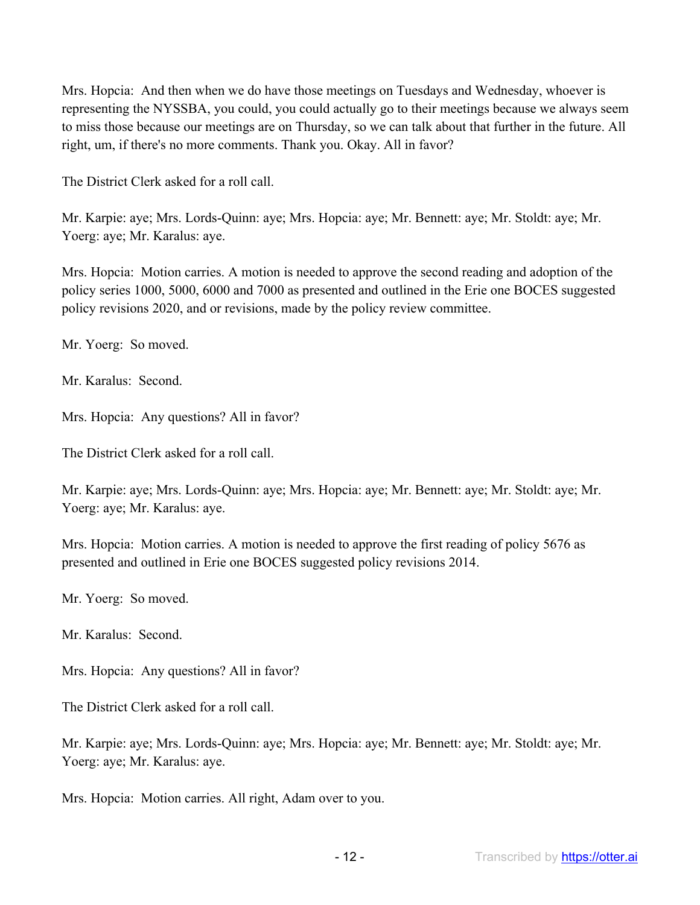Mrs. Hopcia: And then when we do have those meetings on Tuesdays and Wednesday, whoever is representing the NYSSBA, you could, you could actually go to their meetings because we always seem to miss those because our meetings are on Thursday, so we can talk about that further in the future. All right, um, if there's no more comments. Thank you. Okay. All in favor?

The District Clerk asked for a roll call.

Mr. Karpie: aye; Mrs. Lords-Quinn: aye; Mrs. Hopcia: aye; Mr. Bennett: aye; Mr. Stoldt: aye; Mr. Yoerg: aye; Mr. Karalus: aye.

Mrs. Hopcia: Motion carries. A motion is needed to approve the second reading and adoption of the policy series 1000, 5000, 6000 and 7000 as presented and outlined in the Erie one BOCES suggested policy revisions 2020, and or revisions, made by the policy review committee.

Mr. Yoerg: So moved.

Mr. Karalus: Second.

Mrs. Hopcia: Any questions? All in favor?

The District Clerk asked for a roll call.

Mr. Karpie: aye; Mrs. Lords-Quinn: aye; Mrs. Hopcia: aye; Mr. Bennett: aye; Mr. Stoldt: aye; Mr. Yoerg: aye; Mr. Karalus: aye.

Mrs. Hopcia: Motion carries. A motion is needed to approve the first reading of policy 5676 as presented and outlined in Erie one BOCES suggested policy revisions 2014.

Mr. Yoerg: So moved.

Mr. Karalus: Second.

Mrs. Hopcia: Any questions? All in favor?

The District Clerk asked for a roll call.

Mr. Karpie: aye; Mrs. Lords-Quinn: aye; Mrs. Hopcia: aye; Mr. Bennett: aye; Mr. Stoldt: aye; Mr. Yoerg: aye; Mr. Karalus: aye.

Mrs. Hopcia: Motion carries. All right, Adam over to you.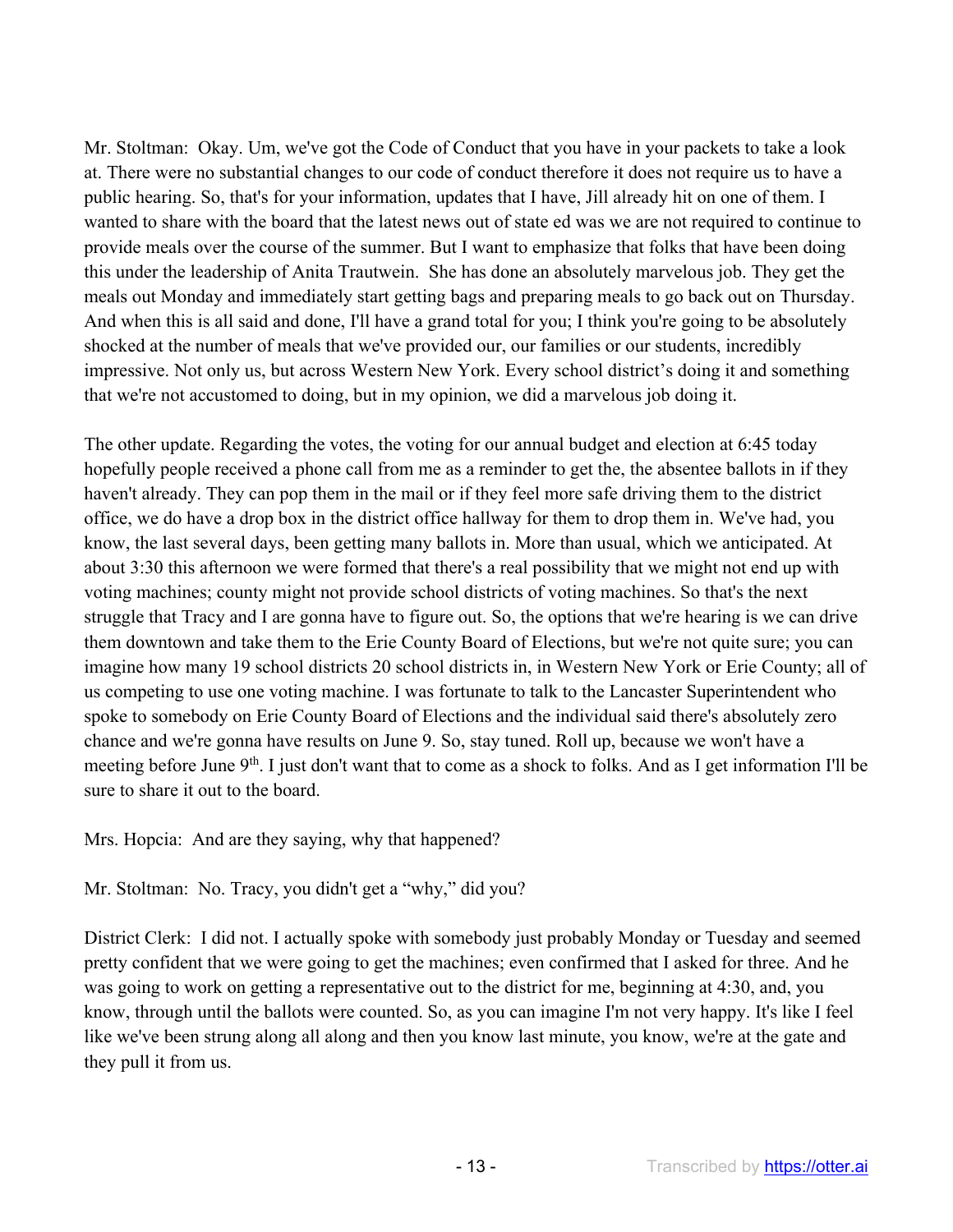Mr. Stoltman: Okay. Um, we've got the Code of Conduct that you have in your packets to take a look at. There were no substantial changes to our code of conduct therefore it does not require us to have a public hearing. So, that's for your information, updates that I have, Jill already hit on one of them. I wanted to share with the board that the latest news out of state ed was we are not required to continue to provide meals over the course of the summer. But I want to emphasize that folks that have been doing this under the leadership of Anita Trautwein. She has done an absolutely marvelous job. They get the meals out Monday and immediately start getting bags and preparing meals to go back out on Thursday. And when this is all said and done, I'll have a grand total for you; I think you're going to be absolutely shocked at the number of meals that we've provided our, our families or our students, incredibly impressive. Not only us, but across Western New York. Every school district's doing it and something that we're not accustomed to doing, but in my opinion, we did a marvelous job doing it.

The other update. Regarding the votes, the voting for our annual budget and election at 6:45 today hopefully people received a phone call from me as a reminder to get the, the absentee ballots in if they haven't already. They can pop them in the mail or if they feel more safe driving them to the district office, we do have a drop box in the district office hallway for them to drop them in. We've had, you know, the last several days, been getting many ballots in. More than usual, which we anticipated. At about 3:30 this afternoon we were formed that there's a real possibility that we might not end up with voting machines; county might not provide school districts of voting machines. So that's the next struggle that Tracy and I are gonna have to figure out. So, the options that we're hearing is we can drive them downtown and take them to the Erie County Board of Elections, but we're not quite sure; you can imagine how many 19 school districts 20 school districts in, in Western New York or Erie County; all of us competing to use one voting machine. I was fortunate to talk to the Lancaster Superintendent who spoke to somebody on Erie County Board of Elections and the individual said there's absolutely zero chance and we're gonna have results on June 9. So, stay tuned. Roll up, because we won't have a meeting before June 9th. I just don't want that to come as a shock to folks. And as I get information I'll be sure to share it out to the board.

Mrs. Hopcia: And are they saying, why that happened?

Mr. Stoltman: No. Tracy, you didn't get a "why," did you?

District Clerk: I did not. I actually spoke with somebody just probably Monday or Tuesday and seemed pretty confident that we were going to get the machines; even confirmed that I asked for three. And he was going to work on getting a representative out to the district for me, beginning at 4:30, and, you know, through until the ballots were counted. So, as you can imagine I'm not very happy. It's like I feel like we've been strung along all along and then you know last minute, you know, we're at the gate and they pull it from us.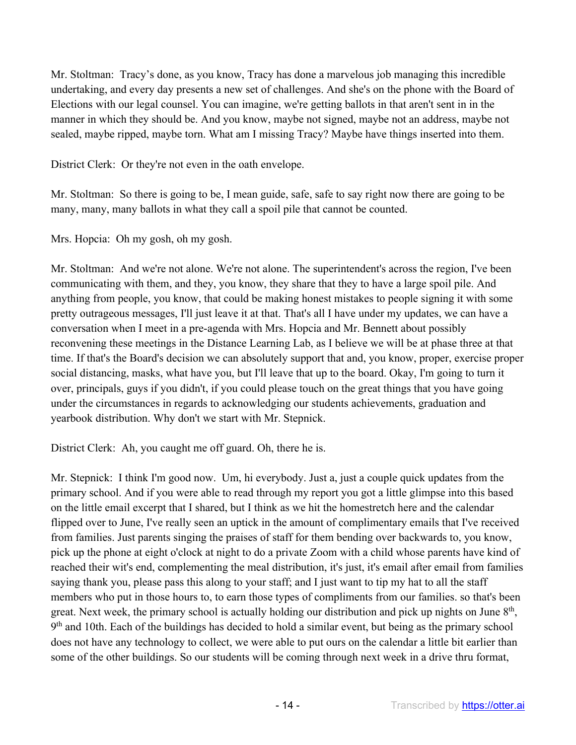Mr. Stoltman: Tracy's done, as you know, Tracy has done a marvelous job managing this incredible undertaking, and every day presents a new set of challenges. And she's on the phone with the Board of Elections with our legal counsel. You can imagine, we're getting ballots in that aren't sent in in the manner in which they should be. And you know, maybe not signed, maybe not an address, maybe not sealed, maybe ripped, maybe torn. What am I missing Tracy? Maybe have things inserted into them.

District Clerk: Or they're not even in the oath envelope.

Mr. Stoltman: So there is going to be, I mean guide, safe, safe to say right now there are going to be many, many, many ballots in what they call a spoil pile that cannot be counted.

Mrs. Hopcia: Oh my gosh, oh my gosh.

Mr. Stoltman: And we're not alone. We're not alone. The superintendent's across the region, I've been communicating with them, and they, you know, they share that they to have a large spoil pile. And anything from people, you know, that could be making honest mistakes to people signing it with some pretty outrageous messages, I'll just leave it at that. That's all I have under my updates, we can have a conversation when I meet in a pre-agenda with Mrs. Hopcia and Mr. Bennett about possibly reconvening these meetings in the Distance Learning Lab, as I believe we will be at phase three at that time. If that's the Board's decision we can absolutely support that and, you know, proper, exercise proper social distancing, masks, what have you, but I'll leave that up to the board. Okay, I'm going to turn it over, principals, guys if you didn't, if you could please touch on the great things that you have going under the circumstances in regards to acknowledging our students achievements, graduation and yearbook distribution. Why don't we start with Mr. Stepnick.

District Clerk: Ah, you caught me off guard. Oh, there he is.

Mr. Stepnick: I think I'm good now. Um, hi everybody. Just a, just a couple quick updates from the primary school. And if you were able to read through my report you got a little glimpse into this based on the little email excerpt that I shared, but I think as we hit the homestretch here and the calendar flipped over to June, I've really seen an uptick in the amount of complimentary emails that I've received from families. Just parents singing the praises of staff for them bending over backwards to, you know, pick up the phone at eight o'clock at night to do a private Zoom with a child whose parents have kind of reached their wit's end, complementing the meal distribution, it's just, it's email after email from families saying thank you, please pass this along to your staff; and I just want to tip my hat to all the staff members who put in those hours to, to earn those types of compliments from our families. so that's been great. Next week, the primary school is actually holding our distribution and pick up nights on June 8th, 9th and 10th. Each of the buildings has decided to hold a similar event, but being as the primary school does not have any technology to collect, we were able to put ours on the calendar a little bit earlier than some of the other buildings. So our students will be coming through next week in a drive thru format,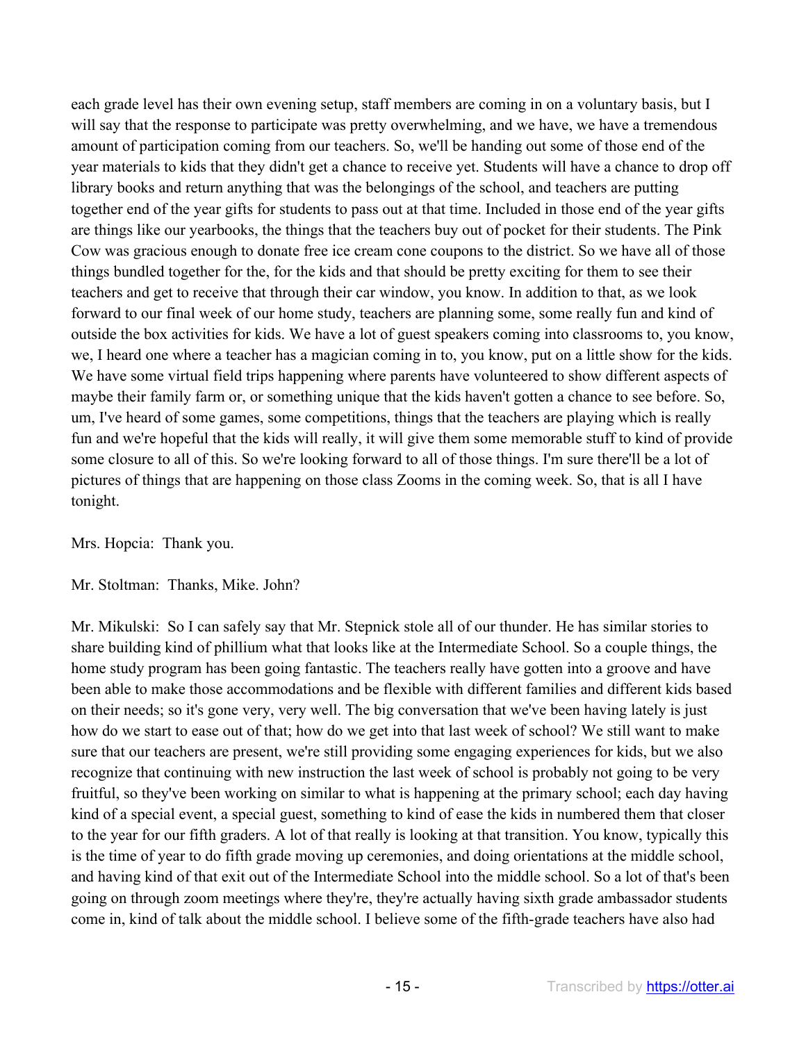each grade level has their own evening setup, staff members are coming in on a voluntary basis, but I will say that the response to participate was pretty overwhelming, and we have, we have a tremendous amount of participation coming from our teachers. So, we'll be handing out some of those end of the year materials to kids that they didn't get a chance to receive yet. Students will have a chance to drop off library books and return anything that was the belongings of the school, and teachers are putting together end of the year gifts for students to pass out at that time. Included in those end of the year gifts are things like our yearbooks, the things that the teachers buy out of pocket for their students. The Pink Cow was gracious enough to donate free ice cream cone coupons to the district. So we have all of those things bundled together for the, for the kids and that should be pretty exciting for them to see their teachers and get to receive that through their car window, you know. In addition to that, as we look forward to our final week of our home study, teachers are planning some, some really fun and kind of outside the box activities for kids. We have a lot of guest speakers coming into classrooms to, you know, we, I heard one where a teacher has a magician coming in to, you know, put on a little show for the kids. We have some virtual field trips happening where parents have volunteered to show different aspects of maybe their family farm or, or something unique that the kids haven't gotten a chance to see before. So, um, I've heard of some games, some competitions, things that the teachers are playing which is really fun and we're hopeful that the kids will really, it will give them some memorable stuff to kind of provide some closure to all of this. So we're looking forward to all of those things. I'm sure there'll be a lot of pictures of things that are happening on those class Zooms in the coming week. So, that is all I have tonight.

Mrs. Hopcia: Thank you.

Mr. Stoltman: Thanks, Mike. John?

Mr. Mikulski: So I can safely say that Mr. Stepnick stole all of our thunder. He has similar stories to share building kind of phillium what that looks like at the Intermediate School. So a couple things, the home study program has been going fantastic. The teachers really have gotten into a groove and have been able to make those accommodations and be flexible with different families and different kids based on their needs; so it's gone very, very well. The big conversation that we've been having lately is just how do we start to ease out of that; how do we get into that last week of school? We still want to make sure that our teachers are present, we're still providing some engaging experiences for kids, but we also recognize that continuing with new instruction the last week of school is probably not going to be very fruitful, so they've been working on similar to what is happening at the primary school; each day having kind of a special event, a special guest, something to kind of ease the kids in numbered them that closer to the year for our fifth graders. A lot of that really is looking at that transition. You know, typically this is the time of year to do fifth grade moving up ceremonies, and doing orientations at the middle school, and having kind of that exit out of the Intermediate School into the middle school. So a lot of that's been going on through zoom meetings where they're, they're actually having sixth grade ambassador students come in, kind of talk about the middle school. I believe some of the fifth-grade teachers have also had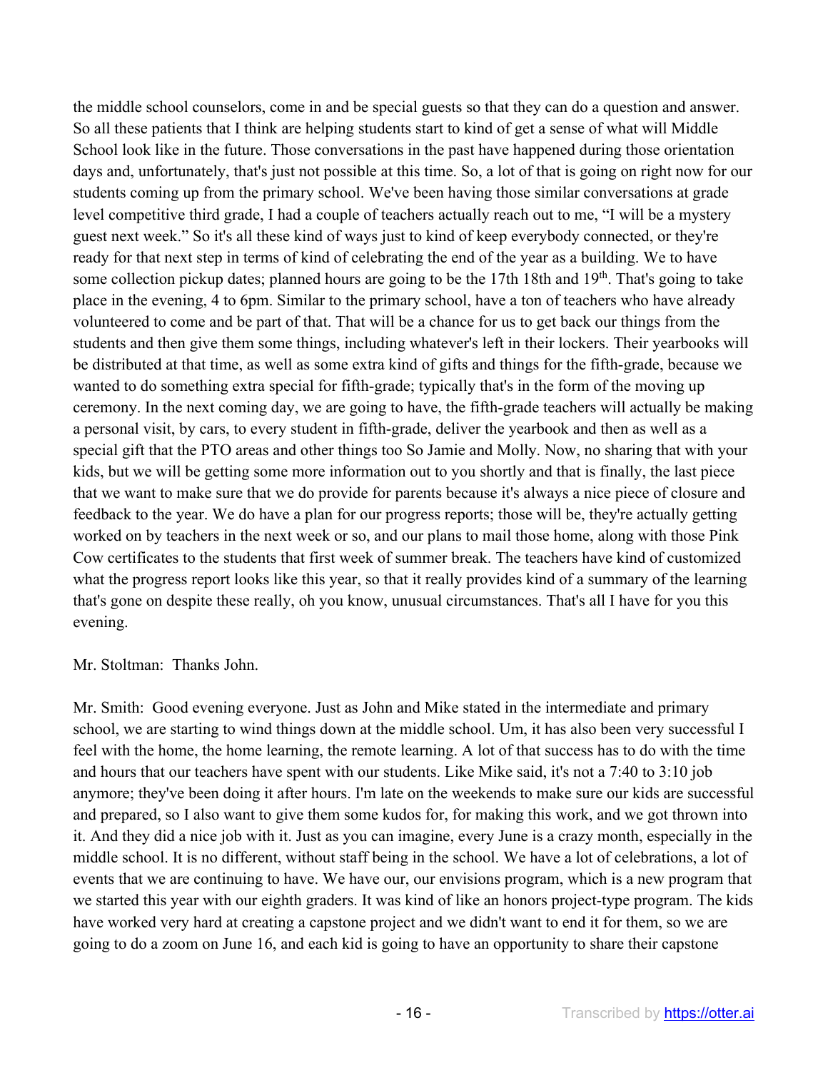the middle school counselors, come in and be special guests so that they can do a question and answer. So all these patients that I think are helping students start to kind of get a sense of what will Middle School look like in the future. Those conversations in the past have happened during those orientation days and, unfortunately, that's just not possible at this time. So, a lot of that is going on right now for our students coming up from the primary school. We've been having those similar conversations at grade level competitive third grade, I had a couple of teachers actually reach out to me, "I will be a mystery guest next week." So it's all these kind of ways just to kind of keep everybody connected, or they're ready for that next step in terms of kind of celebrating the end of the year as a building. We to have some collection pickup dates; planned hours are going to be the 17th 18th and 19th. That's going to take place in the evening, 4 to 6pm. Similar to the primary school, have a ton of teachers who have already volunteered to come and be part of that. That will be a chance for us to get back our things from the students and then give them some things, including whatever's left in their lockers. Their yearbooks will be distributed at that time, as well as some extra kind of gifts and things for the fifth-grade, because we wanted to do something extra special for fifth-grade; typically that's in the form of the moving up ceremony. In the next coming day, we are going to have, the fifth-grade teachers will actually be making a personal visit, by cars, to every student in fifth-grade, deliver the yearbook and then as well as a special gift that the PTO areas and other things too So Jamie and Molly. Now, no sharing that with your kids, but we will be getting some more information out to you shortly and that is finally, the last piece that we want to make sure that we do provide for parents because it's always a nice piece of closure and feedback to the year. We do have a plan for our progress reports; those will be, they're actually getting worked on by teachers in the next week or so, and our plans to mail those home, along with those Pink Cow certificates to the students that first week of summer break. The teachers have kind of customized what the progress report looks like this year, so that it really provides kind of a summary of the learning that's gone on despite these really, oh you know, unusual circumstances. That's all I have for you this evening.

Mr. Stoltman: Thanks John.

Mr. Smith: Good evening everyone. Just as John and Mike stated in the intermediate and primary school, we are starting to wind things down at the middle school. Um, it has also been very successful I feel with the home, the home learning, the remote learning. A lot of that success has to do with the time and hours that our teachers have spent with our students. Like Mike said, it's not a 7:40 to 3:10 job anymore; they've been doing it after hours. I'm late on the weekends to make sure our kids are successful and prepared, so I also want to give them some kudos for, for making this work, and we got thrown into it. And they did a nice job with it. Just as you can imagine, every June is a crazy month, especially in the middle school. It is no different, without staff being in the school. We have a lot of celebrations, a lot of events that we are continuing to have. We have our, our envisions program, which is a new program that we started this year with our eighth graders. It was kind of like an honors project-type program. The kids have worked very hard at creating a capstone project and we didn't want to end it for them, so we are going to do a zoom on June 16, and each kid is going to have an opportunity to share their capstone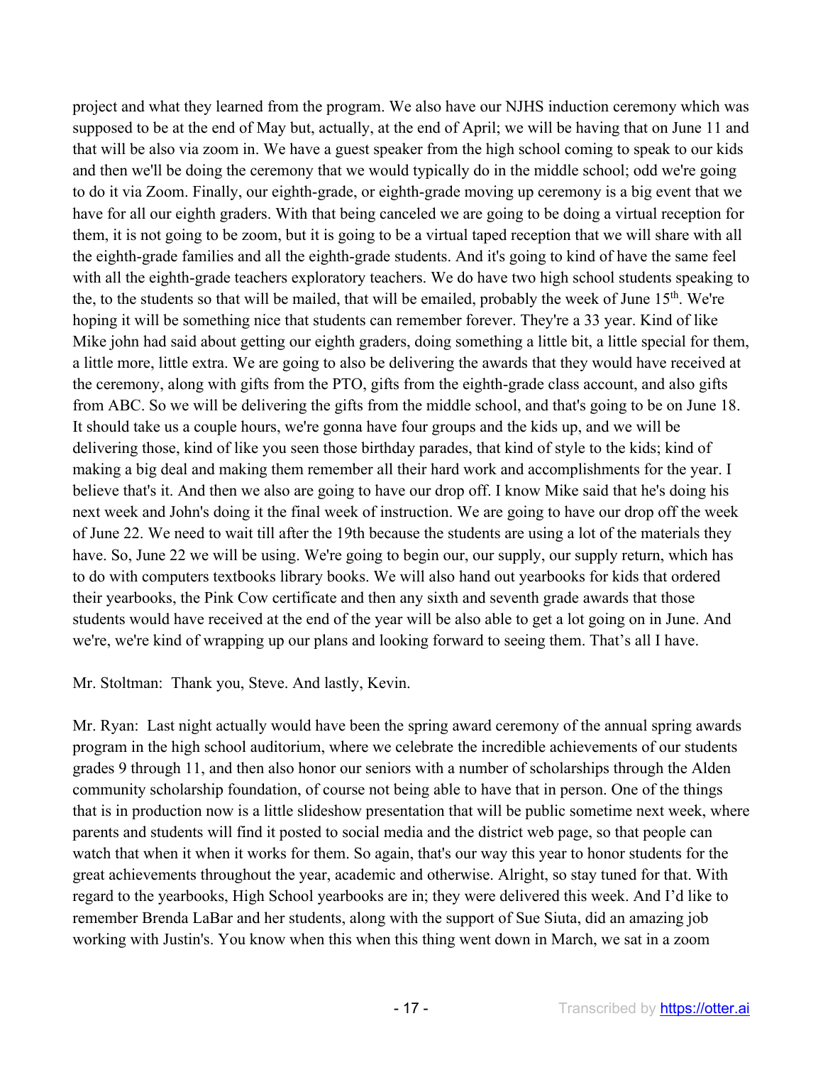project and what they learned from the program. We also have our NJHS induction ceremony which was supposed to be at the end of May but, actually, at the end of April; we will be having that on June 11 and that will be also via zoom in. We have a guest speaker from the high school coming to speak to our kids and then we'll be doing the ceremony that we would typically do in the middle school; odd we're going to do it via Zoom. Finally, our eighth-grade, or eighth-grade moving up ceremony is a big event that we have for all our eighth graders. With that being canceled we are going to be doing a virtual reception for them, it is not going to be zoom, but it is going to be a virtual taped reception that we will share with all the eighth-grade families and all the eighth-grade students. And it's going to kind of have the same feel with all the eighth-grade teachers exploratory teachers. We do have two high school students speaking to the, to the students so that will be mailed, that will be emailed, probably the week of June 15th. We're hoping it will be something nice that students can remember forever. They're a 33 year. Kind of like Mike john had said about getting our eighth graders, doing something a little bit, a little special for them, a little more, little extra. We are going to also be delivering the awards that they would have received at the ceremony, along with gifts from the PTO, gifts from the eighth-grade class account, and also gifts from ABC. So we will be delivering the gifts from the middle school, and that's going to be on June 18. It should take us a couple hours, we're gonna have four groups and the kids up, and we will be delivering those, kind of like you seen those birthday parades, that kind of style to the kids; kind of making a big deal and making them remember all their hard work and accomplishments for the year. I believe that's it. And then we also are going to have our drop off. I know Mike said that he's doing his next week and John's doing it the final week of instruction. We are going to have our drop off the week of June 22. We need to wait till after the 19th because the students are using a lot of the materials they have. So, June 22 we will be using. We're going to begin our, our supply, our supply return, which has to do with computers textbooks library books. We will also hand out yearbooks for kids that ordered their yearbooks, the Pink Cow certificate and then any sixth and seventh grade awards that those students would have received at the end of the year will be also able to get a lot going on in June. And we're, we're kind of wrapping up our plans and looking forward to seeing them. That's all I have.

Mr. Stoltman: Thank you, Steve. And lastly, Kevin.

Mr. Ryan: Last night actually would have been the spring award ceremony of the annual spring awards program in the high school auditorium, where we celebrate the incredible achievements of our students grades 9 through 11, and then also honor our seniors with a number of scholarships through the Alden community scholarship foundation, of course not being able to have that in person. One of the things that is in production now is a little slideshow presentation that will be public sometime next week, where parents and students will find it posted to social media and the district web page, so that people can watch that when it when it works for them. So again, that's our way this year to honor students for the great achievements throughout the year, academic and otherwise. Alright, so stay tuned for that. With regard to the yearbooks, High School yearbooks are in; they were delivered this week. And I'd like to remember Brenda LaBar and her students, along with the support of Sue Siuta, did an amazing job working with Justin's. You know when this when this thing went down in March, we sat in a zoom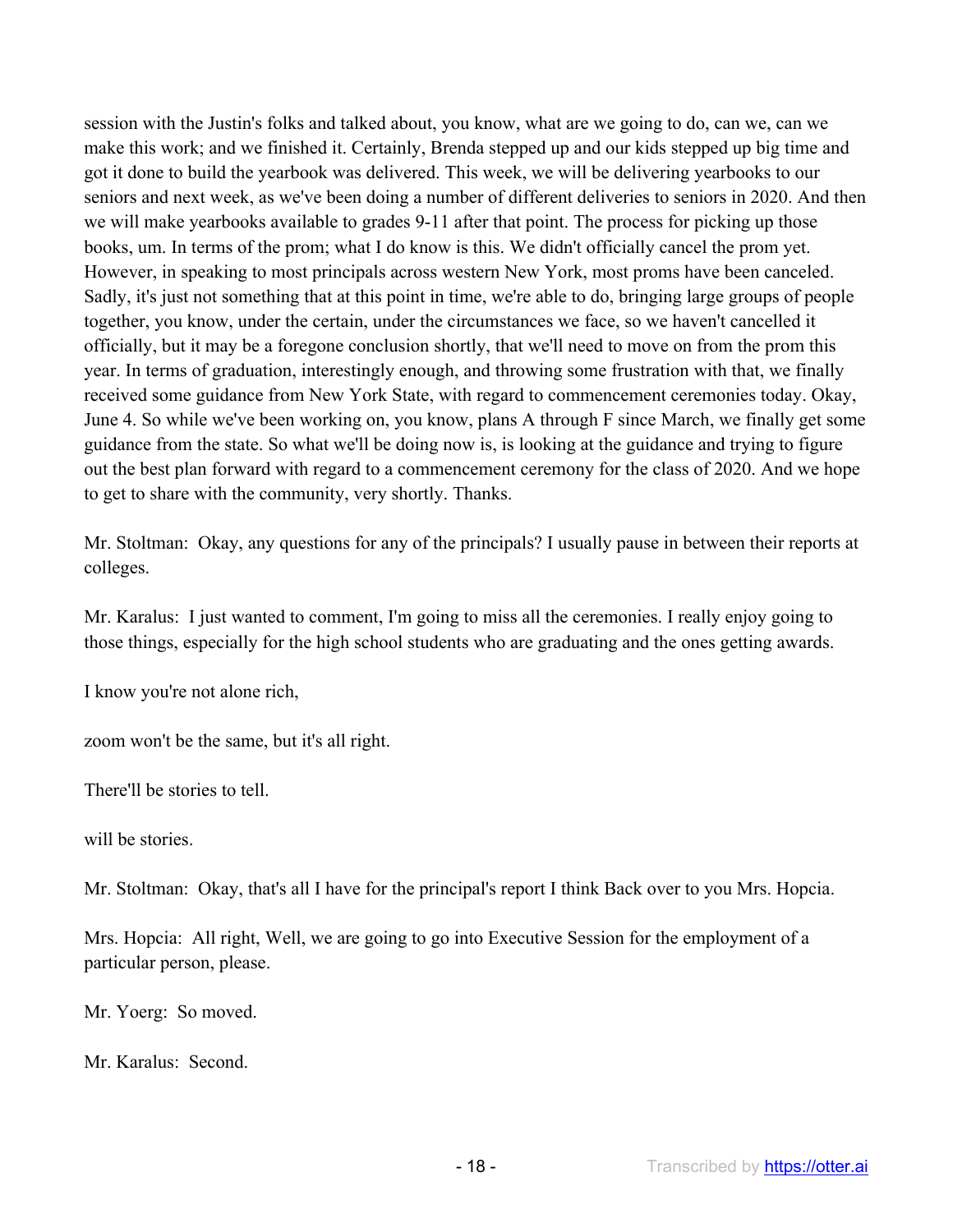session with the Justin's folks and talked about, you know, what are we going to do, can we, can we make this work; and we finished it. Certainly, Brenda stepped up and our kids stepped up big time and got it done to build the yearbook was delivered. This week, we will be delivering yearbooks to our seniors and next week, as we've been doing a number of different deliveries to seniors in 2020. And then we will make yearbooks available to grades 9-11 after that point. The process for picking up those books, um. In terms of the prom; what I do know is this. We didn't officially cancel the prom yet. However, in speaking to most principals across western New York, most proms have been canceled. Sadly, it's just not something that at this point in time, we're able to do, bringing large groups of people together, you know, under the certain, under the circumstances we face, so we haven't cancelled it officially, but it may be a foregone conclusion shortly, that we'll need to move on from the prom this year. In terms of graduation, interestingly enough, and throwing some frustration with that, we finally received some guidance from New York State, with regard to commencement ceremonies today. Okay, June 4. So while we've been working on, you know, plans A through F since March, we finally get some guidance from the state. So what we'll be doing now is, is looking at the guidance and trying to figure out the best plan forward with regard to a commencement ceremony for the class of 2020. And we hope to get to share with the community, very shortly. Thanks.

Mr. Stoltman: Okay, any questions for any of the principals? I usually pause in between their reports at colleges.

Mr. Karalus: I just wanted to comment, I'm going to miss all the ceremonies. I really enjoy going to those things, especially for the high school students who are graduating and the ones getting awards.

I know you're not alone rich,

zoom won't be the same, but it's all right.

There'll be stories to tell.

will be stories.

Mr. Stoltman: Okay, that's all I have for the principal's report I think Back over to you Mrs. Hopcia.

Mrs. Hopcia: All right, Well, we are going to go into Executive Session for the employment of a particular person, please.

Mr. Yoerg: So moved.

Mr. Karalus: Second.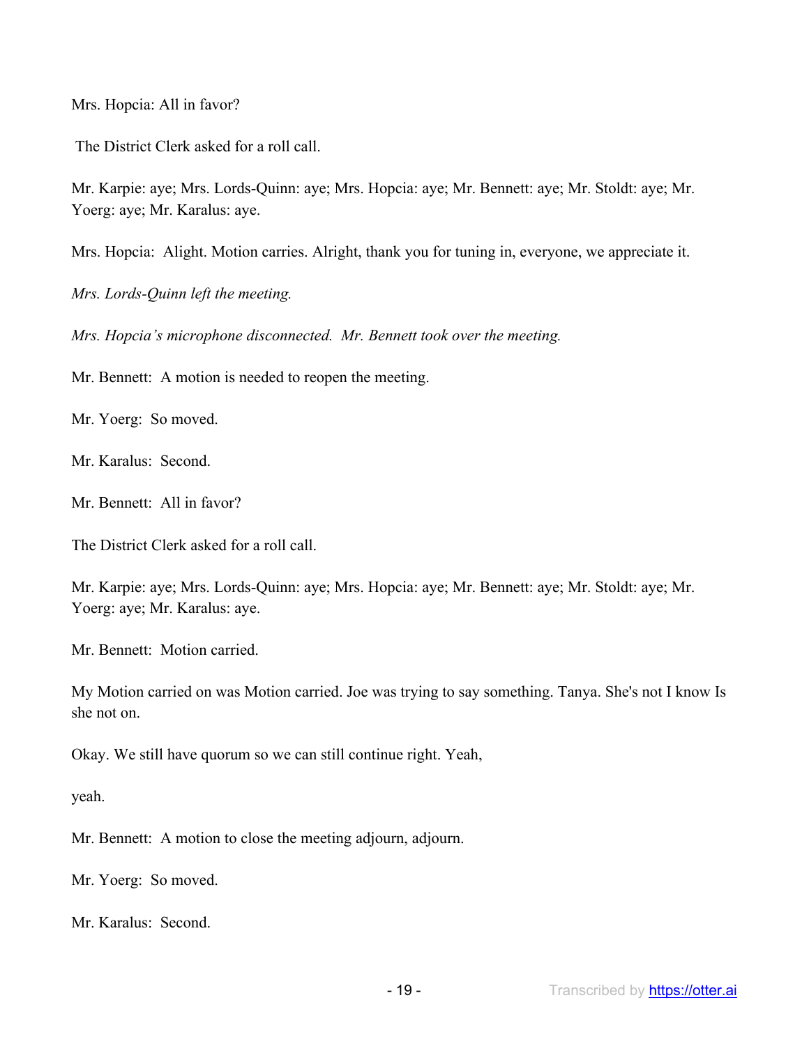Mrs. Hopcia: All in favor?

The District Clerk asked for a roll call.

Mr. Karpie: aye; Mrs. Lords-Quinn: aye; Mrs. Hopcia: aye; Mr. Bennett: aye; Mr. Stoldt: aye; Mr. Yoerg: aye; Mr. Karalus: aye.

Mrs. Hopcia: Alight. Motion carries. Alright, thank you for tuning in, everyone, we appreciate it.

*Mrs. Lords-Quinn left the meeting.*

*Mrs. Hopcia's microphone disconnected. Mr. Bennett took over the meeting.*

Mr. Bennett: A motion is needed to reopen the meeting.

Mr. Yoerg: So moved.

Mr. Karalus: Second.

Mr. Bennett: All in favor?

The District Clerk asked for a roll call.

Mr. Karpie: aye; Mrs. Lords-Quinn: aye; Mrs. Hopcia: aye; Mr. Bennett: aye; Mr. Stoldt: aye; Mr. Yoerg: aye; Mr. Karalus: aye.

Mr. Bennett: Motion carried.

My Motion carried on was Motion carried. Joe was trying to say something. Tanya. She's not I know Is she not on.

Okay. We still have quorum so we can still continue right. Yeah,

yeah.

Mr. Bennett: A motion to close the meeting adjourn, adjourn.

Mr. Yoerg: So moved.

Mr. Karalus: Second.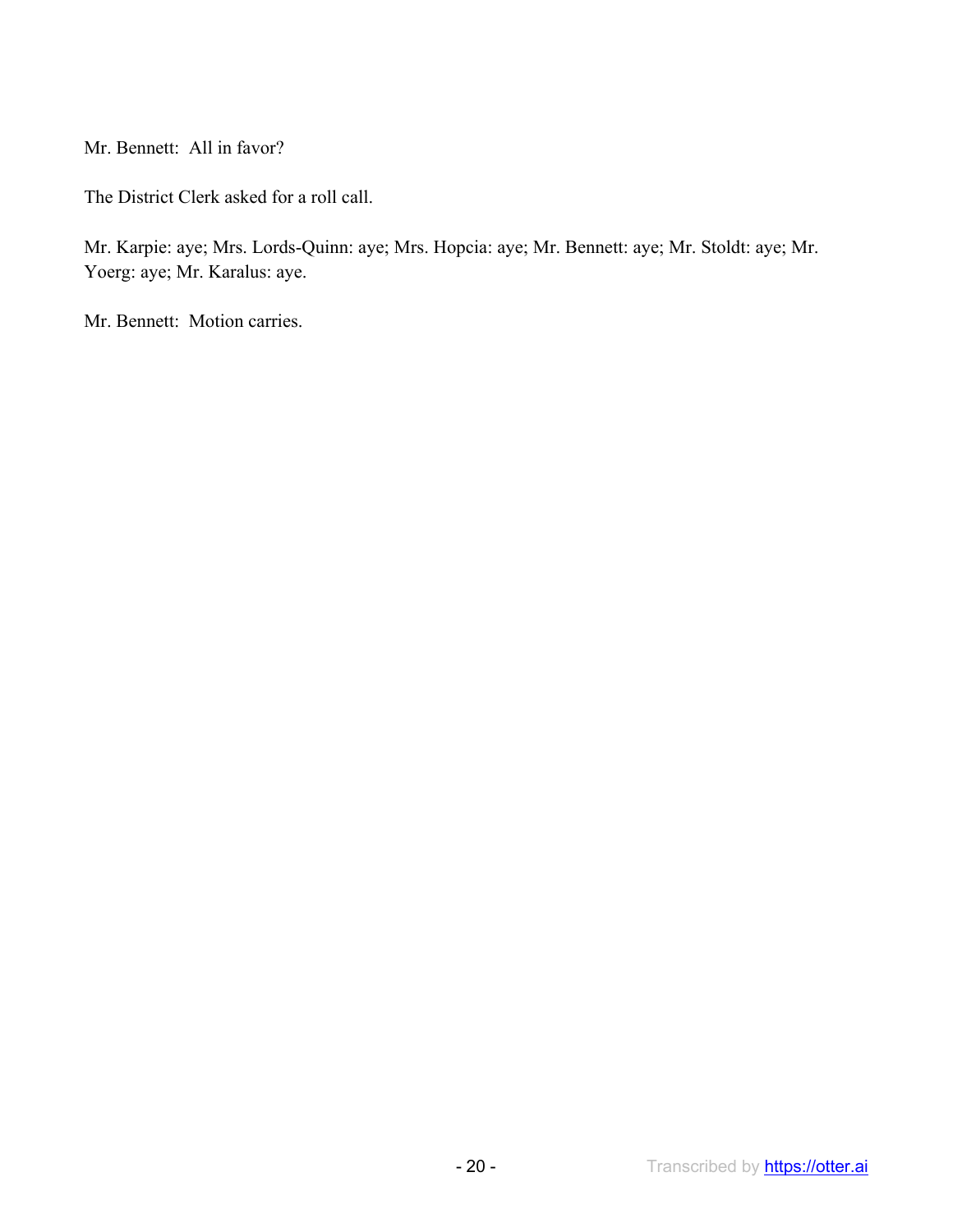Mr. Bennett: All in favor?

The District Clerk asked for a roll call.

Mr. Karpie: aye; Mrs. Lords-Quinn: aye; Mrs. Hopcia: aye; Mr. Bennett: aye; Mr. Stoldt: aye; Mr. Yoerg: aye; Mr. Karalus: aye.

Mr. Bennett: Motion carries.